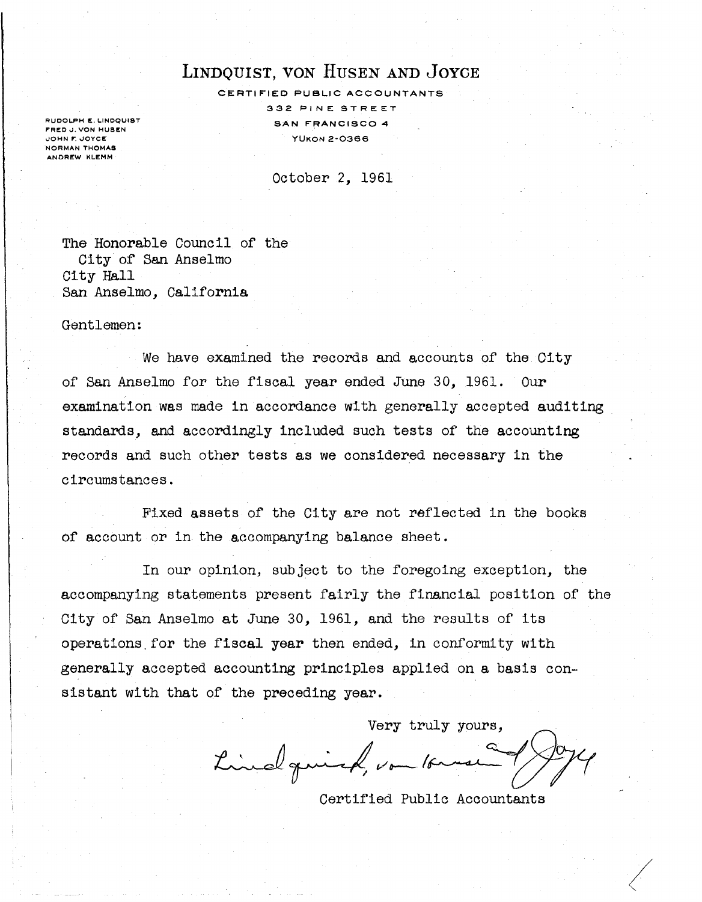# LINDQUIST, VON HUSEN AND JOYCE

CERTIFIED PUBLIC ACCOUNTANTS
332 PINE STREET
SAN FRANCISCO 4
YUKON 2-0366

RUDOLPH E. LINDQUIST
FRED J. VON HUSEN
JOHN F. JOYCE
NORMAN THOMAS
ANDREW KLEMM

October 2, 1961

The Honorable Council of the
City of San Anselmo
City Hall
San Anselmo, California

Gentlemen:

We have examined the records and accounts of the City of San Anselmo for the fiscal year ended June 30, 1961. Our examination was made in accordance with generally accepted auditing standards, and accordingly included such tests of the accounting records and such other tests as we considered necessary in the circumstances.

Fixed assets of the City are not reflected in the books of account or in the accompanying balance sheet.

In our opinion, subject to the foregoing exception, the accompanying statements present fairly the financial position of the City of San Anselmo at June 30, 1961, and the results of its operations for the fiscal year then ended, in conformity with generally accepted accounting principles applied on a basis consistant with that of the preceding year.

Very truly yours,

Lindquist, von Husen and Joyce

Certified Public Accountants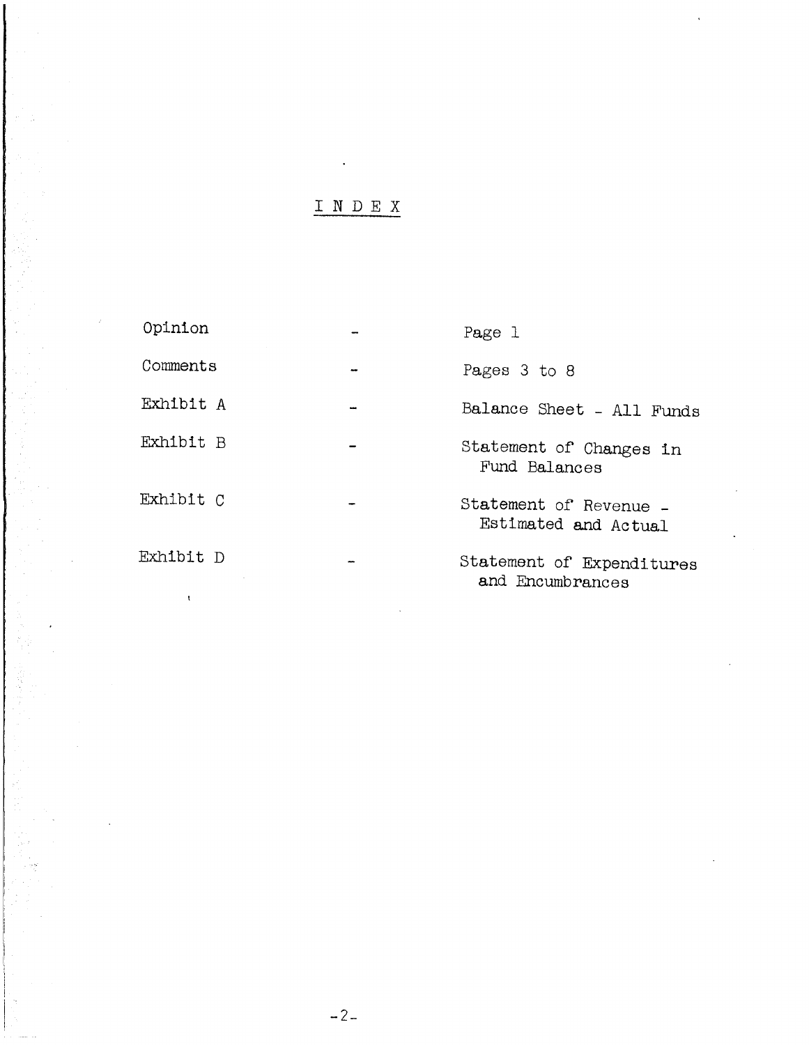# I N D E X

| | | |
|---|---|---|
| Opinion | - | Page 1 |
| Comments | - | Pages 3 to 8 |
| Exhibit A | - | Balance Sheet - All Funds |
| Exhibit B | - | Statement of Changes in Fund Balances |
| Exhibit C | - | Statement of Revenue - Estimated and Actual |
| Exhibit D | - | Statement of Expenditures and Encumbrances |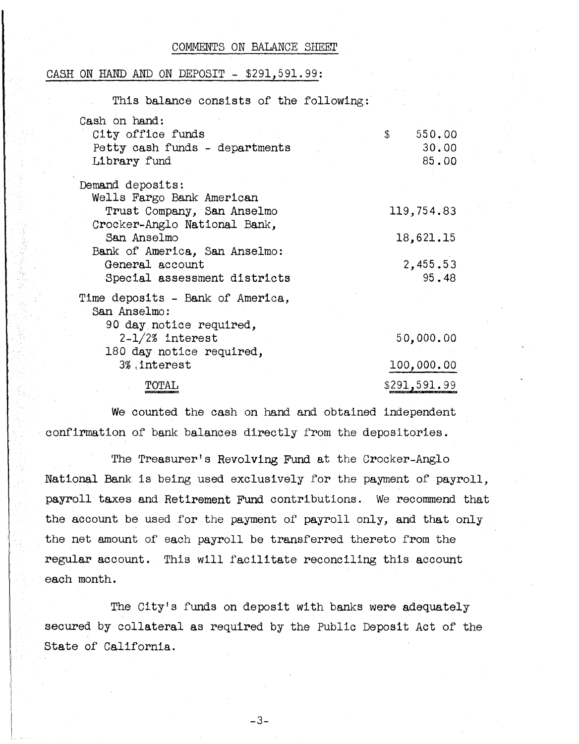## COMMENTS ON BALANCE SHEET

### CASH ON HAND AND ON DEPOSIT - $291,591.99:

This balance consists of the following:

| | |
|---|---|
| Cash on hand: | |
| City office funds | $ 550.00 |
| Petty cash funds - departments | 30.00 |
| Library fund | 85.00 |
| Demand deposits: | |
| Wells Fargo Bank American Trust Company, San Anselmo | 119,754.83 |
| Crocker-Anglo National Bank, San Anselmo | 18,621.15 |
| Bank of America, San Anselmo: | |
| General account | 2,455.53 |
| Special assessment districts | 95.48 |
| Time deposits - Bank of America, San Anselmo: | |
| 90 day notice required, 2-1/2% interest | 50,000.00 |
| 180 day notice required, 3% interest | 100,000.00 |
| TOTAL | $291,591.99 |

We counted the cash on hand and obtained independent confirmation of bank balances directly from the depositories.

The Treasurer's Revolving Fund at the Crocker-Anglo National Bank is being used exclusively for the payment of payroll, payroll taxes and Retirement Fund contributions. We recommend that the account be used for the payment of payroll only, and that only the net amount of each payroll be transferred thereto from the regular account. This will facilitate reconciling this account each month.

The City's funds on deposit with banks were adequately secured by collateral as required by the Public Deposit Act of the State of California.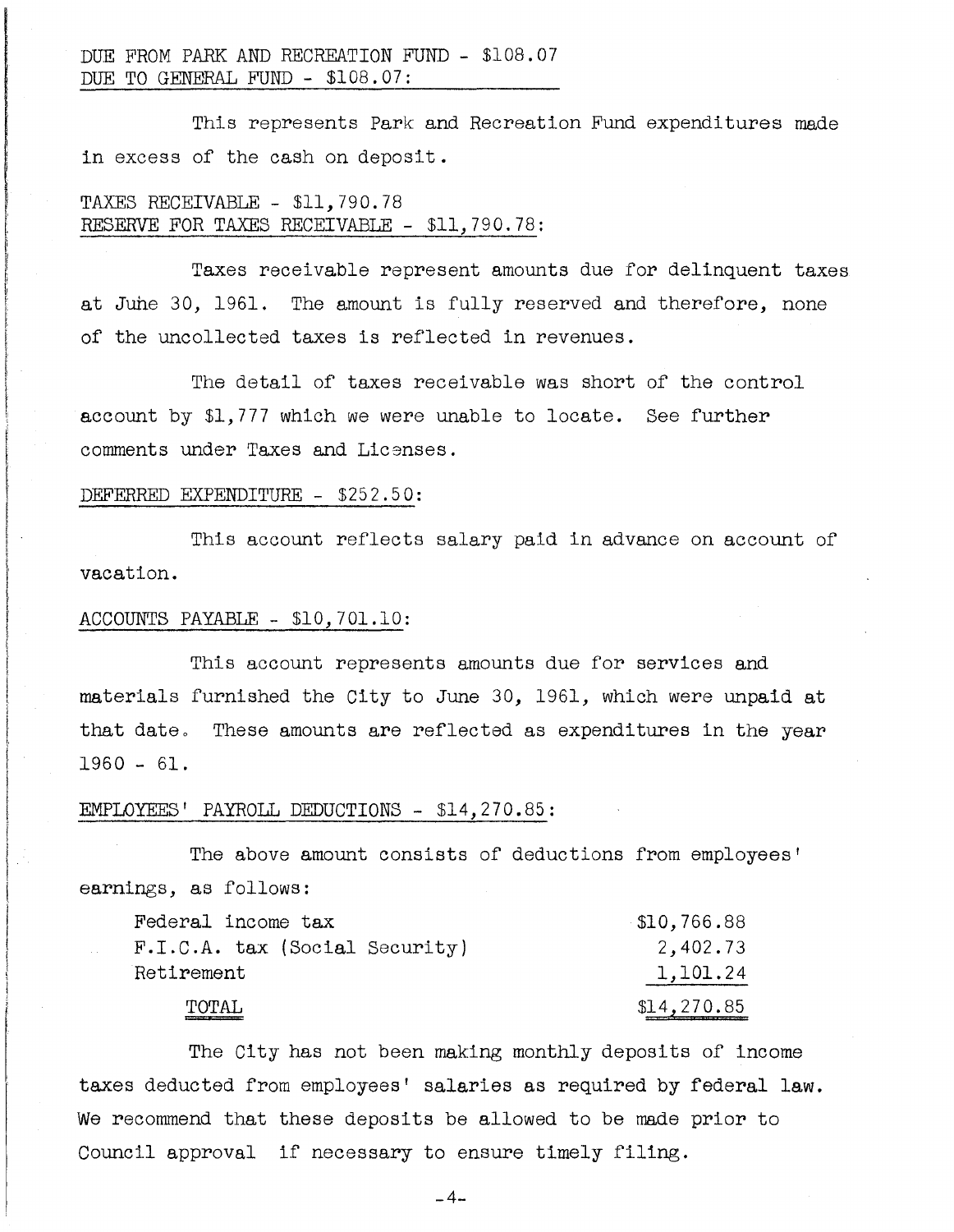DUE FROM PARK AND RECREATION FUND - $108.07
DUE TO GENERAL FUND - $108.07:

This represents Park and Recreation Fund expenditures made in excess of the cash on deposit.

TAXES RECEIVABLE - $11,790.78
RESERVE FOR TAXES RECEIVABLE - $11,790.78:

Taxes receivable represent amounts due for delinquent taxes at June 30, 1961. The amount is fully reserved and therefore, none of the uncollected taxes is reflected in revenues.

The detail of taxes receivable was short of the control account by $1,777 which we were unable to locate. See further comments under Taxes and Licenses.

DEFERRED EXPENDITURE - $252.50:

This account reflects salary paid in advance on account of vacation.

ACCOUNTS PAYABLE - $10,701.10:

This account represents amounts due for services and materials furnished the City to June 30, 1961, which were unpaid at that date. These amounts are reflected as expenditures in the year 1960 - 61.

EMPLOYEES' PAYROLL DEDUCTIONS - $14,270.85:

The above amount consists of deductions from employees' earnings, as follows:

| | |
|---|---|
| Federal income tax | $10,766.88 |
| F.I.C.A. tax (Social Security) | 2,402.73 |
| Retirement | 1,101.24 |
| TOTAL | $14,270.85 |

The City has not been making monthly deposits of income taxes deducted from employees' salaries as required by federal law. We recommend that these deposits be allowed to be made prior to Council approval if necessary to ensure timely filing.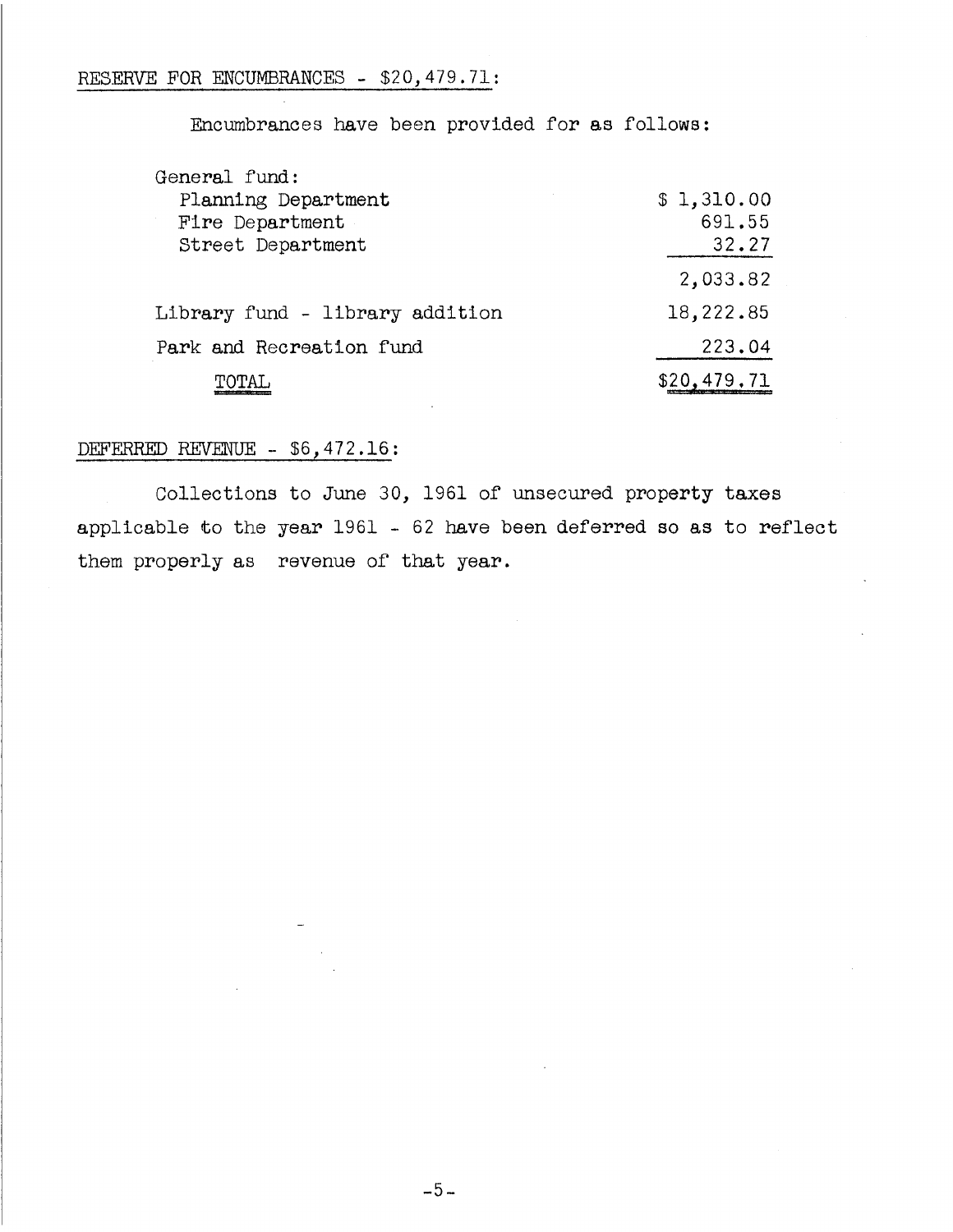## RESERVE FOR ENCUMBRANCES - $20,479.71:

Encumbrances have been provided for as follows:

| | |
|---|---|
| General fund: | |
| Planning Department | $ 1,310.00 |
| Fire Department | 691.55 |
| Street Department | 32.27 |
| | 2,033.82 |
| Library fund - library addition | 18,222.85 |
| Park and Recreation fund | 223.04 |
| TOTAL | $20,479.71 |

## DEFERRED REVENUE - $6,472.16:

Collections to June 30, 1961 of unsecured property taxes applicable to the year 1961 - 62 have been deferred so as to reflect them properly as revenue of that year.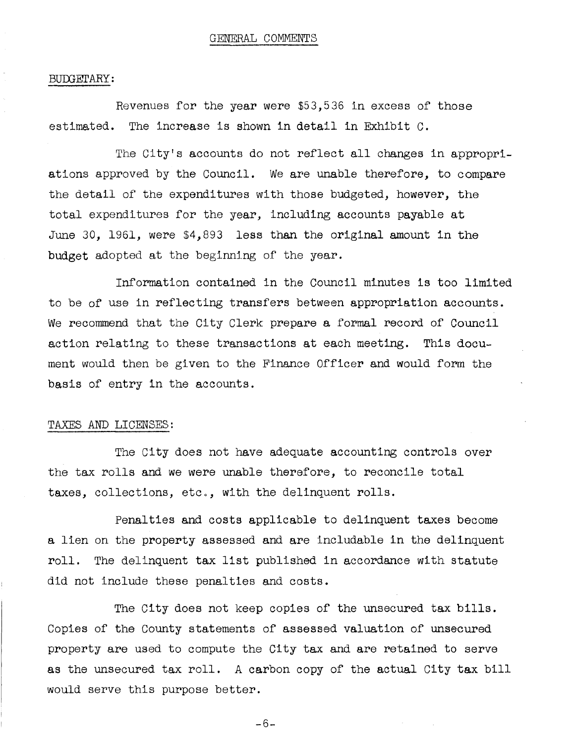## GENERAL COMMENTS

### BUDGETARY:

Revenues for the year were $53,536 in excess of those estimated. The increase is shown in detail in Exhibit C.

The City's accounts do not reflect all changes in appropriations approved by the Council. We are unable therefore, to compare the detail of the expenditures with those budgeted, however, the total expenditures for the year, including accounts payable at June 30, 1961, were $4,893 less than the original amount in the budget adopted at the beginning of the year.

Information contained in the Council minutes is too limited to be of use in reflecting transfers between appropriation accounts. We recommend that the City Clerk prepare a formal record of Council action relating to these transactions at each meeting. This document would then be given to the Finance Officer and would form the basis of entry in the accounts.

### TAXES AND LICENSES:

The City does not have adequate accounting controls over the tax rolls and we were unable therefore, to reconcile total taxes, collections, etc., with the delinquent rolls.

Penalties and costs applicable to delinquent taxes become a lien on the property assessed and are includable in the delinquent roll. The delinquent tax list published in accordance with statute did not include these penalties and costs.

The City does not keep copies of the unsecured tax bills. Copies of the County statements of assessed valuation of unsecured property are used to compute the City tax and are retained to serve as the unsecured tax roll. A carbon copy of the actual City tax bill would serve this purpose better.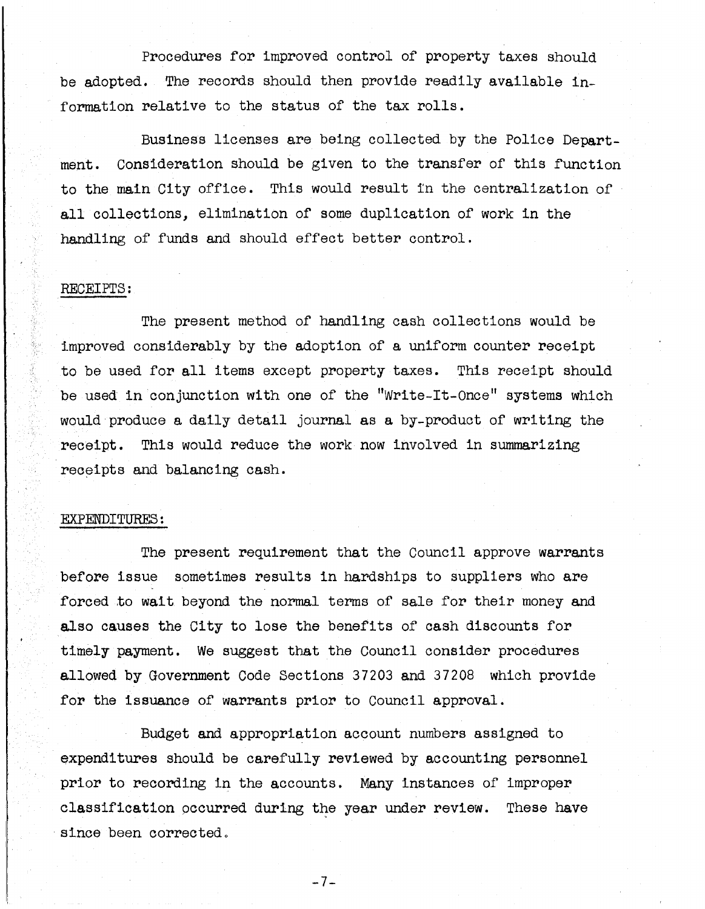Procedures for improved control of property taxes should be adopted. The records should then provide readily available information relative to the status of the tax rolls.

Business licenses are being collected by the Police Department. Consideration should be given to the transfer of this function to the main City office. This would result in the centralization of all collections, elimination of some duplication of work in the handling of funds and should effect better control.

## RECEIPTS:

The present method of handling cash collections would be improved considerably by the adoption of a uniform counter receipt to be used for all items except property taxes. This receipt should be used in conjunction with one of the "Write-It-Once" systems which would produce a daily detail journal as a by-product of writing the receipt. This would reduce the work now involved in summarizing receipts and balancing cash.

## EXPENDITURES:

The present requirement that the Council approve warrants before issue sometimes results in hardships to suppliers who are forced to wait beyond the normal terms of sale for their money and also causes the City to lose the benefits of cash discounts for timely payment. We suggest that the Council consider procedures allowed by Government Code Sections 37203 and 37208 which provide for the issuance of warrants prior to Council approval.

Budget and appropriation account numbers assigned to expenditures should be carefully reviewed by accounting personnel prior to recording in the accounts. Many instances of improper classification occurred during the year under review. These have since been corrected.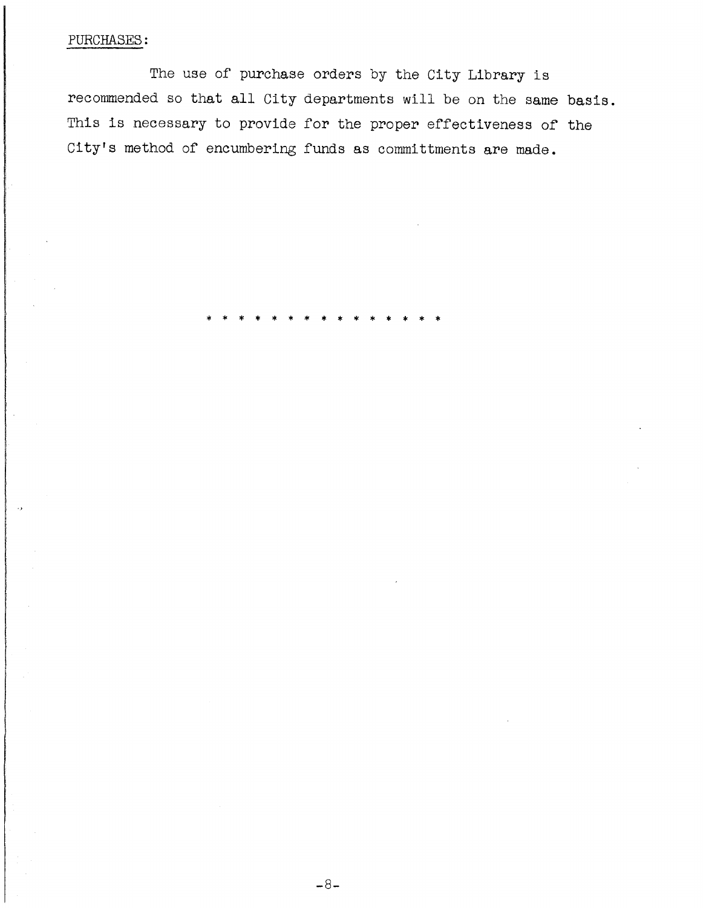PURCHASES:

The use of purchase orders by the City Library is recommended so that all City departments will be on the same basis. This is necessary to provide for the proper effectiveness of the City's method of encumbering funds as committments are made.

* * * * * * * * * * * * * * * *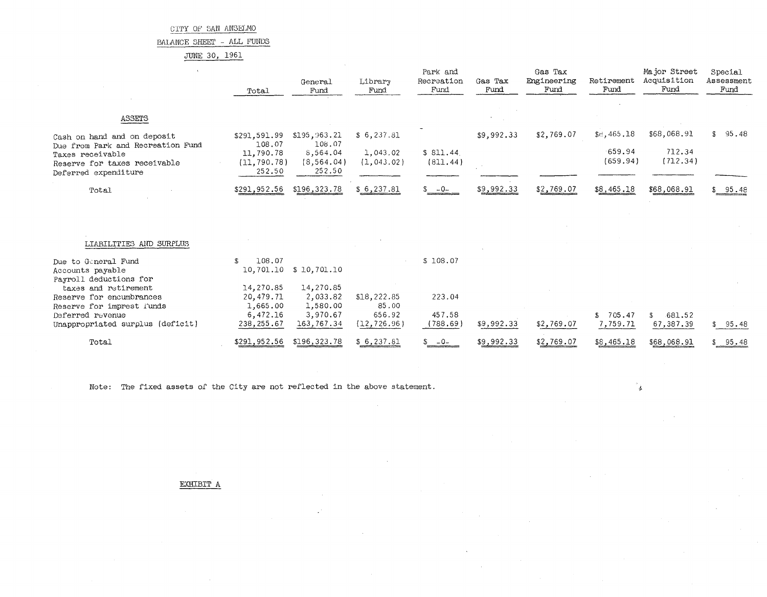CITY OF SAN ANSELMO

BALANCE SHEET - ALL FUNDS

JUNE 30, 1961

| | Total | General Fund | Library Fund | Park and Recreation Fund | Gas Tax Fund | Gas Tax Engineering Fund | Retirement Fund | Major Street Acquisition Fund | Special Assessment Fund |
|---|---|---|---|---|---|---|---|---|---|
| **ASSETS** | | | | | | | | | |
| Cash on hand and on deposit | $291,591.99 | $195,963.21 | $ 6,237.81 | | $9,992.33 | $2,769.07 | $8,465.18 | $68,068.91 | $ 95.48 |
| Due from Park and Recreation Fund | 108.07 | 108.07 | | | | | | | |
| Taxes receivable | 11,790.78 | 8,564.04 | 1,043.02 | $ 811.44 | | | 659.94 | 712.34 | |
| Reserve for taxes receivable | (11,790.78) | (8,564.04) | (1,043.02) | (811.44) | | | (659.94) | (712.34) | |
| Deferred expenditure | 252.50 | 252.50 | | | | | | | |
| Total | $291,952.56 | $196,323.78 | $ 6,237.81 | $ -0- | $9,992.33 | $2,769.07 | $8,465.18 | $68,068.91 | $ 95.48 |
| **LIABILITIES AND SURPLUS** | | | | | | | | | |
| Due to General Fund | $ 108.07 | | | $ 108.07 | | | | | |
| Accounts payable | 10,701.10 | $ 10,701.10 | | | | | | | |
| Payroll deductions for taxes and retirement | 14,270.85 | 14,270.85 | | | | | | | |
| Reserve for encumbrances | 20,479.71 | 2,033.82 | $18,222.85 | 223.04 | | | | | |
| Reserve for imprest funds | 1,665.00 | 1,580.00 | 85.00 | | | | | | |
| Deferred revenue | 6,472.16 | 3,970.67 | 656.92 | 457.58 | | | $ 705.47 | $ 681.52 | |
| Unappropriated surplus (deficit) | 238,255.67 | 163,767.34 | (12,726.96) | (788.69) | $9,992.33 | $2,769.07 | 7,759.71 | 67,387.39 | $ 95.48 |
| Total | $291,952.56 | $196,323.78 | $ 6,237.81 | $ -0- | $9,992.33 | $2,769.07 | $8,465.18 | $68,068.91 | $ 95.48 |

Note: The fixed assets of the City are not reflected in the above statement.

EXHIBIT A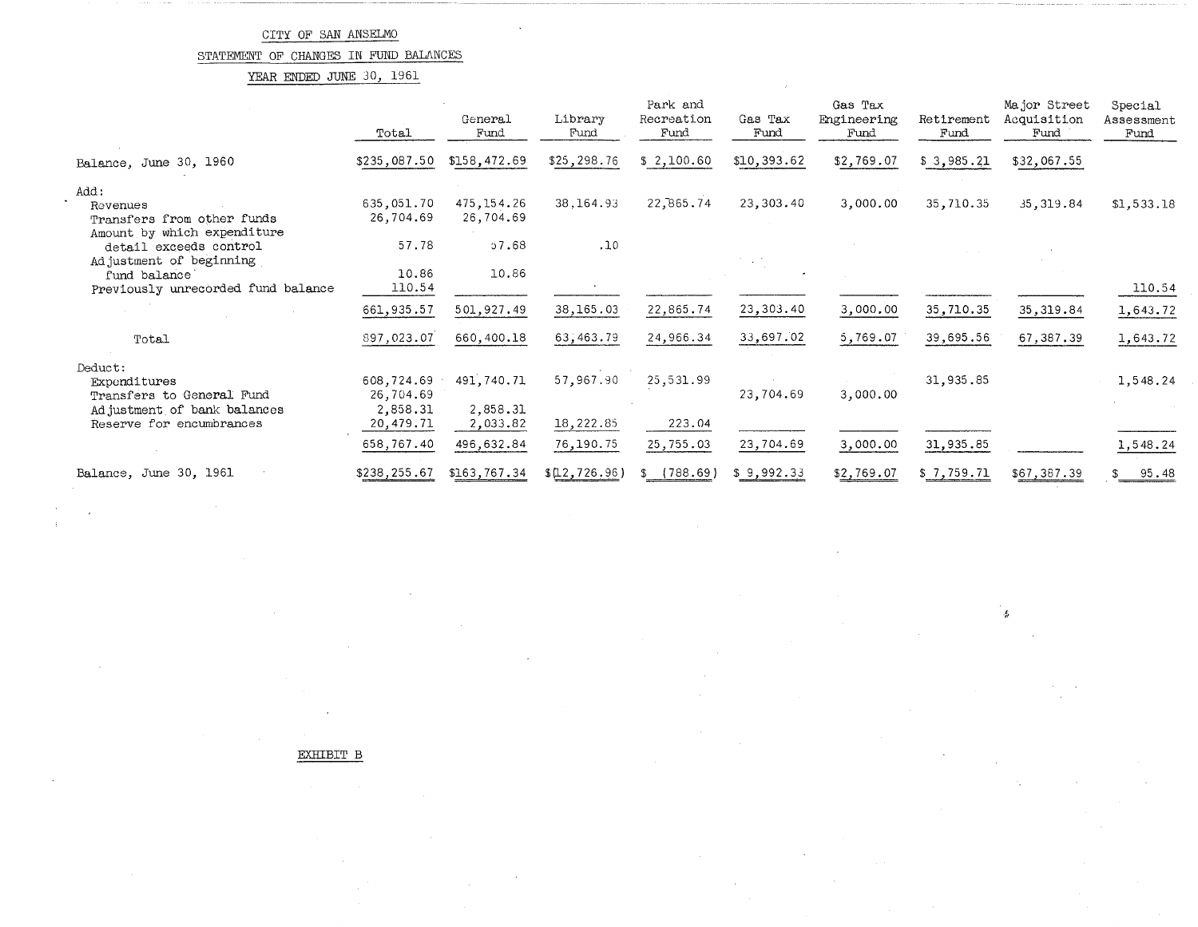CITY OF SAN ANSELMO

STATEMENT OF CHANGES IN FUND BALANCES

YEAR ENDED JUNE 30, 1961

| | Total | General Fund | Library Fund | Park and Recreation Fund | Gas Tax Fund | Gas Tax Engineering Fund | Retirement Fund | Major Street Acquisition Fund | Special Assessment Fund |
|---|---|---|---|---|---|---|---|---|---|
| Balance, June 30, 1960 | $235,087.50 | $158,472.69 | $25,298.76 | $ 2,100.60 | $10,393.62 | $2,769.07 | $ 3,985.21 | $32,067.55 | |
| Add: | | | | | | | | | |
| Revenues | 635,051.70 | 475,154.26 | 38,164.93 | 22,865.74 | 23,303.40 | 3,000.00 | 35,710.35 | 35,319.84 | $1,533.18 |
| Transfers from other funds | 26,704.69 | 26,704.69 | | | | | | | |
| Amount by which expenditure detail exceeds control | 57.78 | 57.68 | .10 | | | | | | |
| Adjustment of beginning fund balance | 10.86 | 10.86 | | | | | | | |
| Previously unrecorded fund balance | 110.54 | | | | | | | | 110.54 |
| | 661,935.57 | 501,927.49 | 38,165.03 | 22,865.74 | 23,303.40 | 3,000.00 | 35,710.35 | 35,319.84 | 1,643.72 |
| Total | 897,023.07 | 660,400.18 | 63,463.79 | 24,966.34 | 33,697.02 | 5,769.07 | 39,695.56 | 67,387.39 | 1,643.72 |
| Deduct: | | | | | | | | | |
| Expenditures | 608,724.69 | 491,740.71 | 57,967.90 | 25,531.99 | | | 31,935.85 | | 1,548.24 |
| Transfers to General Fund | 26,704.69 | | | | 23,704.69 | 3,000.00 | | | |
| Adjustment of bank balances | 2,858.31 | 2,858.31 | | | | | | | |
| Reserve for encumbrances | 20,479.71 | 2,033.82 | 18,222.85 | 223.04 | | | | | |
| | 658,767.40 | 496,632.84 | 76,190.75 | 25,755.03 | 23,704.69 | 3,000.00 | 31,935.85 | | 1,548.24 |
| Balance, June 30, 1961 | $238,255.67 | $163,767.34 | $(12,726.96) | $ (788.69) | $ 9,992.33 | $2,769.07 | $ 7,759.71 | $67,387.39 | $ 95.48 |

EXHIBIT B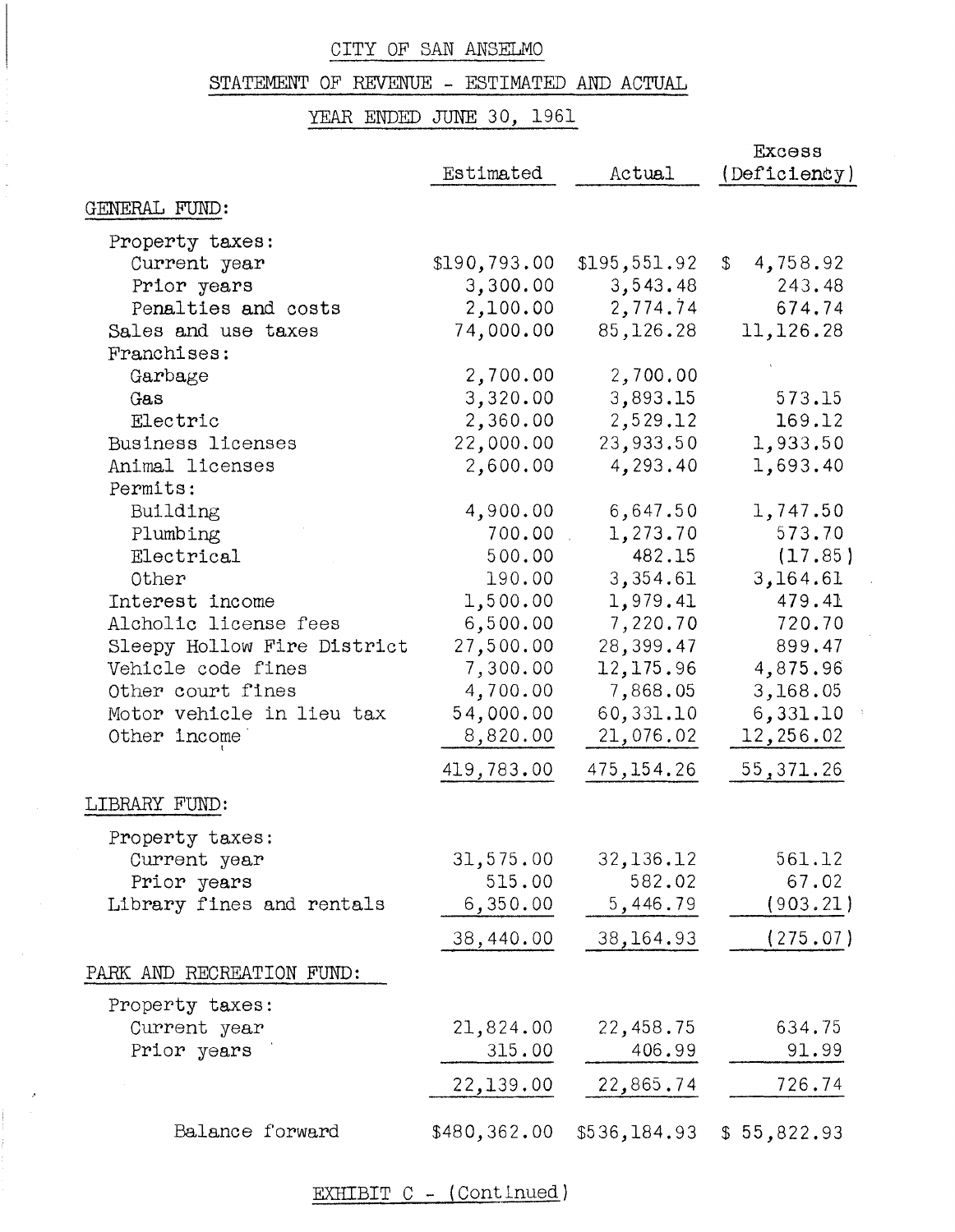# CITY OF SAN ANSELMO

## STATEMENT OF REVENUE - ESTIMATED AND ACTUAL

## YEAR ENDED JUNE 30, 1961

| | Estimated | Actual | Excess (Deficiency) |
|---|---|---|---|
| **GENERAL FUND:** | | | |
| Property taxes: | | | |
| Current year | $190,793.00 | $195,551.92 | $ 4,758.92 |
| Prior years | 3,300.00 | 3,543.48 | 243.48 |
| Penalties and costs | 2,100.00 | 2,774.74 | 674.74 |
| Sales and use taxes | 74,000.00 | 85,126.28 | 11,126.28 |
| Franchises: | | | |
| Garbage | 2,700.00 | 2,700.00 | |
| Gas | 3,320.00 | 3,893.15 | 573.15 |
| Electric | 2,360.00 | 2,529.12 | 169.12 |
| Business licenses | 22,000.00 | 23,933.50 | 1,933.50 |
| Animal licenses | 2,600.00 | 4,293.40 | 1,693.40 |
| Permits: | | | |
| Building | 4,900.00 | 6,647.50 | 1,747.50 |
| Plumbing | 700.00 | 1,273.70 | 573.70 |
| Electrical | 500.00 | 482.15 | (17.85) |
| Other | 190.00 | 3,354.61 | 3,164.61 |
| Interest income | 1,500.00 | 1,979.41 | 479.41 |
| Alcholic license fees | 6,500.00 | 7,220.70 | 720.70 |
| Sleepy Hollow Fire District | 27,500.00 | 28,399.47 | 899.47 |
| Vehicle code fines | 7,300.00 | 12,175.96 | 4,875.96 |
| Other court fines | 4,700.00 | 7,868.05 | 3,168.05 |
| Motor vehicle in lieu tax | 54,000.00 | 60,331.10 | 6,331.10 |
| Other income | 8,820.00 | 21,076.02 | 12,256.02 |
| | 419,783.00 | 475,154.26 | 55,371.26 |
| **LIBRARY FUND:** | | | |
| Property taxes: | | | |
| Current year | 31,575.00 | 32,136.12 | 561.12 |
| Prior years | 515.00 | 582.02 | 67.02 |
| Library fines and rentals | 6,350.00 | 5,446.79 | (903.21) |
| | 38,440.00 | 38,164.93 | (275.07) |
| **PARK AND RECREATION FUND:** | | | |
| Property taxes: | | | |
| Current year | 21,824.00 | 22,458.75 | 634.75 |
| Prior years | 315.00 | 406.99 | 91.99 |
| | 22,139.00 | 22,865.74 | 726.74 |
| Balance forward | $480,362.00 | $536,184.93 | $ 55,822.93 |

EXHIBIT C - (Continued)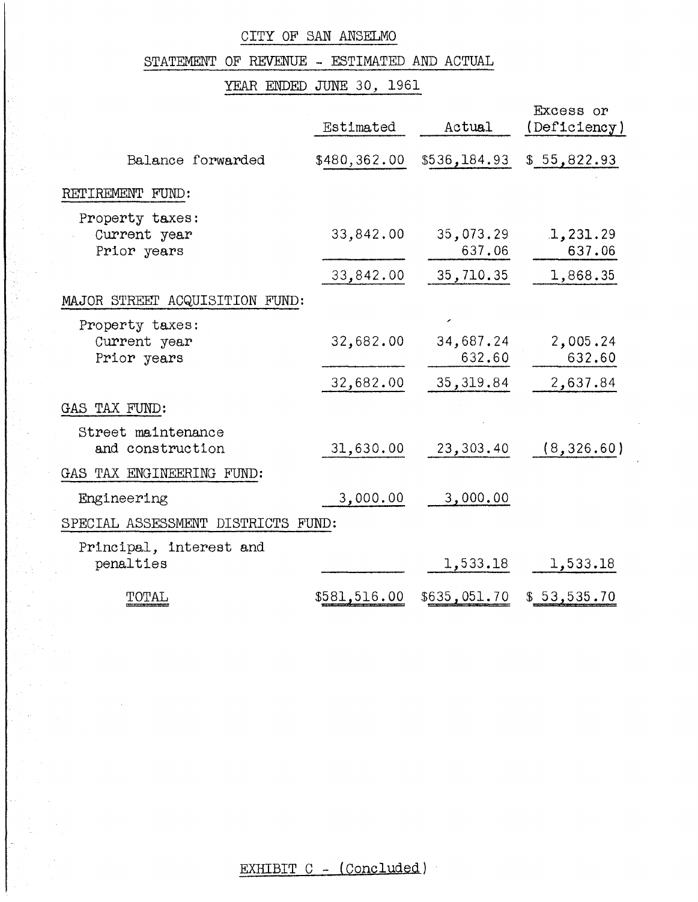# CITY OF SAN ANSELMO

## STATEMENT OF REVENUE - ESTIMATED AND ACTUAL

### YEAR ENDED JUNE 30, 1961

| | Estimated | Actual | Excess or (Deficiency) |
|---|---|---|---|
| Balance forwarded | $480,362.00 | $536,184.93 | $ 55,822.93 |
| RETIREMENT FUND: | | | |
| Property taxes: | | | |
| Current year | 33,842.00 | 35,073.29 | 1,231.29 |
| Prior years | | 637.06 | 637.06 |
| | 33,842.00 | 35,710.35 | 1,868.35 |
| MAJOR STREET ACQUISITION FUND: | | | |
| Property taxes: | | | |
| Current year | 32,682.00 | 34,687.24 | 2,005.24 |
| Prior years | | 632.60 | 632.60 |
| | 32,682.00 | 35,319.84 | 2,637.84 |
| GAS TAX FUND: | | | |
| Street maintenance and construction | 31,630.00 | 23,303.40 | (8,326.60) |
| GAS TAX ENGINEERING FUND: | | | |
| Engineering | 3,000.00 | 3,000.00 | |
| SPECIAL ASSESSMENT DISTRICTS FUND: | | | |
| Principal, interest and penalties | | 1,533.18 | 1,533.18 |
| TOTAL | $581,516.00 | $635,051.70 | $ 53,535.70 |

EXHIBIT C - (Concluded)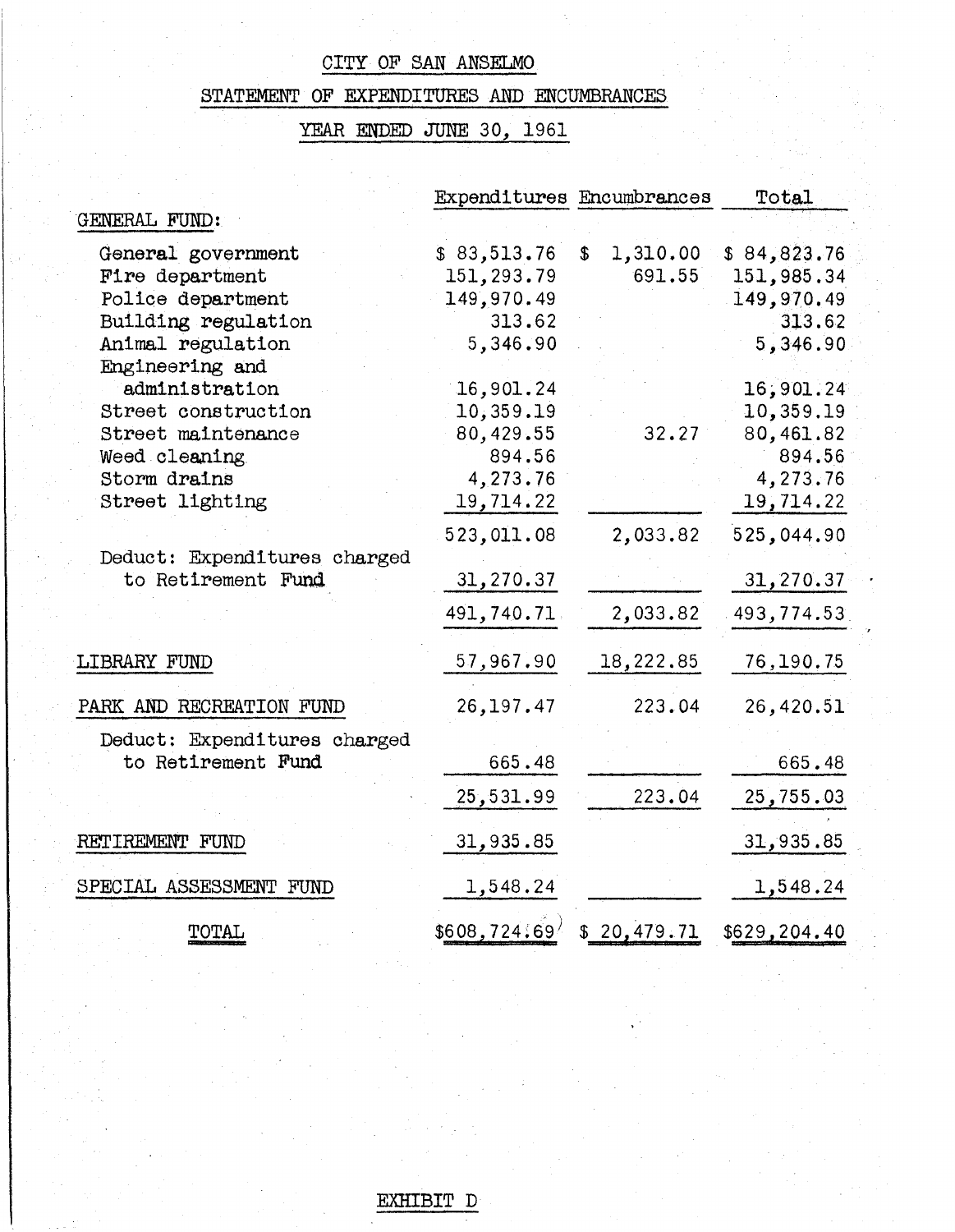# CITY OF SAN ANSELMO

## STATEMENT OF EXPENDITURES AND ENCUMBRANCES

## YEAR ENDED JUNE 30, 1961

| | Expenditures | Encumbrances | Total |
|---|---|---|---|
| GENERAL FUND: | | | |
| General government | $ 83,513.76 | $ 1,310.00 | $ 84,823.76 |
| Fire department | 151,293.79 | 691.55 | 151,985.34 |
| Police department | 149,970.49 | | 149,970.49 |
| Building regulation | 313.62 | | 313.62 |
| Animal regulation | 5,346.90 | | 5,346.90 |
| Engineering and administration | 16,901.24 | | 16,901.24 |
| Street construction | 10,359.19 | | 10,359.19 |
| Street maintenance | 80,429.55 | 32.27 | 80,461.82 |
| Weed cleaning | 894.56 | | 894.56 |
| Storm drains | 4,273.76 | | 4,273.76 |
| Street lighting | 19,714.22 | | 19,714.22 |
| | 523,011.08 | 2,033.82 | 525,044.90 |
| Deduct: Expenditures charged to Retirement Fund | 31,270.37 | | 31,270.37 |
| | 491,740.71 | 2,033.82 | 493,774.53 |
| LIBRARY FUND | 57,967.90 | 18,222.85 | 76,190.75 |
| PARK AND RECREATION FUND | 26,197.47 | 223.04 | 26,420.51 |
| Deduct: Expenditures charged to Retirement Fund | 665.48 | | 665.48 |
| | 25,531.99 | 223.04 | 25,755.03 |
| RETIREMENT FUND | 31,935.85 | | 31,935.85 |
| SPECIAL ASSESSMENT FUND | 1,548.24 | | 1,548.24 |
| TOTAL | $608,724.69 | $ 20,479.71 | $629,204.40 |

EXHIBIT D